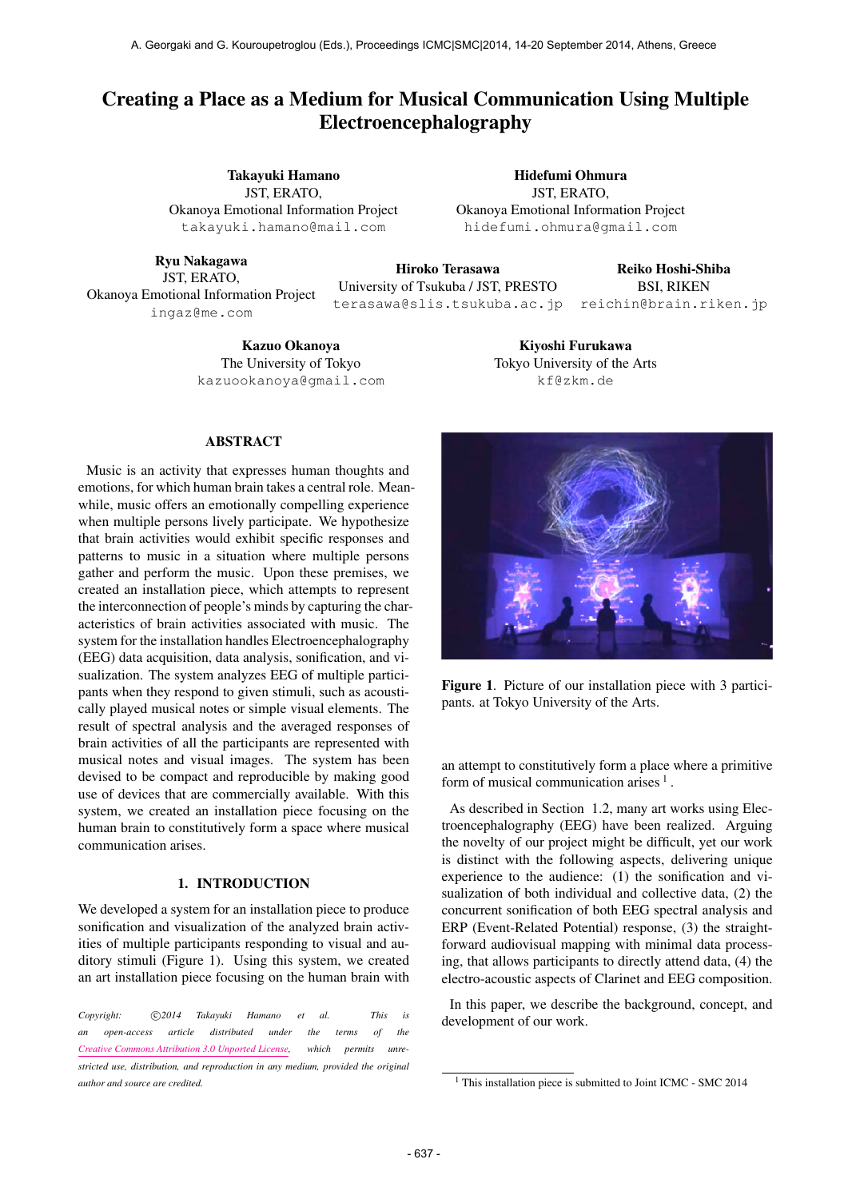# Creating a Place as a Medium for Musical Communication Using Multiple Electroencephalography

**Takayuki Hamano**
JST, ERATO,
Okanoya Emotional Information Project
takayuki.hamano@mail.com

**Hidefumi Ohmura**
JST, ERATO,
Okanoya Emotional Information Project
hidefumi.ohmura@gmail.com

**Ryu Nakagawa**
JST, ERATO,
Okanoya Emotional Information Project
ingaz@me.com

**Hiroko Terasawa**
University of Tsukuba / JST, PRESTO
terasawa@slis.tsukuba.ac.jp

**Reiko Hoshi-Shiba**
BSI, RIKEN
reichin@brain.riken.jp

**Kazuo Okanoya**
The University of Tokyo
kazuookanoya@gmail.com

**Kiyoshi Furukawa**
Tokyo University of the Arts
kf@zkm.de

## ABSTRACT

Music is an activity that expresses human thoughts and emotions, for which human brain takes a central role. Meanwhile, music offers an emotionally compelling experience when multiple persons lively participate. We hypothesize that brain activities would exhibit specific responses and patterns to music in a situation where multiple persons gather and perform the music. Upon these premises, we created an installation piece, which attempts to represent the interconnection of people's minds by capturing the characteristics of brain activities associated with music. The system for the installation handles Electroencephalography (EEG) data acquisition, data analysis, sonification, and visualization. The system analyzes EEG of multiple participants when they respond to given stimuli, such as acoustically played musical notes or simple visual elements. The result of spectral analysis and the averaged responses of brain activities of all the participants are represented with musical notes and visual images. The system has been devised to be compact and reproducible by making good use of devices that are commercially available. With this system, we created an installation piece focusing on the human brain to constitutively form a space where musical communication arises.

## 1. INTRODUCTION

We developed a system for an installation piece to produce sonification and visualization of the analyzed brain activities of multiple participants responding to visual and auditory stimuli (Figure 1). Using this system, we created an art installation piece focusing on the human brain with an attempt to constitutively form a place where a primitive form of musical communication arises [1].

*Copyright: ©2014 Takayuki Hamano et al. This is an open-access article distributed under the terms of the Creative Commons Attribution 3.0 Unported License, which permits unrestricted use, distribution, and reproduction in any medium, provided the original author and source are credited.*

**Figure 1**. Picture of our installation piece with 3 participants. at Tokyo University of the Arts.

As described in Section 1.2, many art works using Electroencephalography (EEG) have been realized. Arguing the novelty of our project might be difficult, yet our work is distinct with the following aspects, delivering unique experience to the audience: (1) the sonification and visualization of both individual and collective data, (2) the concurrent sonification of both EEG spectral analysis and ERP (Event-Related Potential) response, (3) the straightforward audiovisual mapping with minimal data processing, that allows participants to directly attend data, (4) the electro-acoustic aspects of Clarinet and EEG composition.

In this paper, we describe the background, concept, and development of our work.

[1] This installation piece is submitted to Joint ICMC - SMC 2014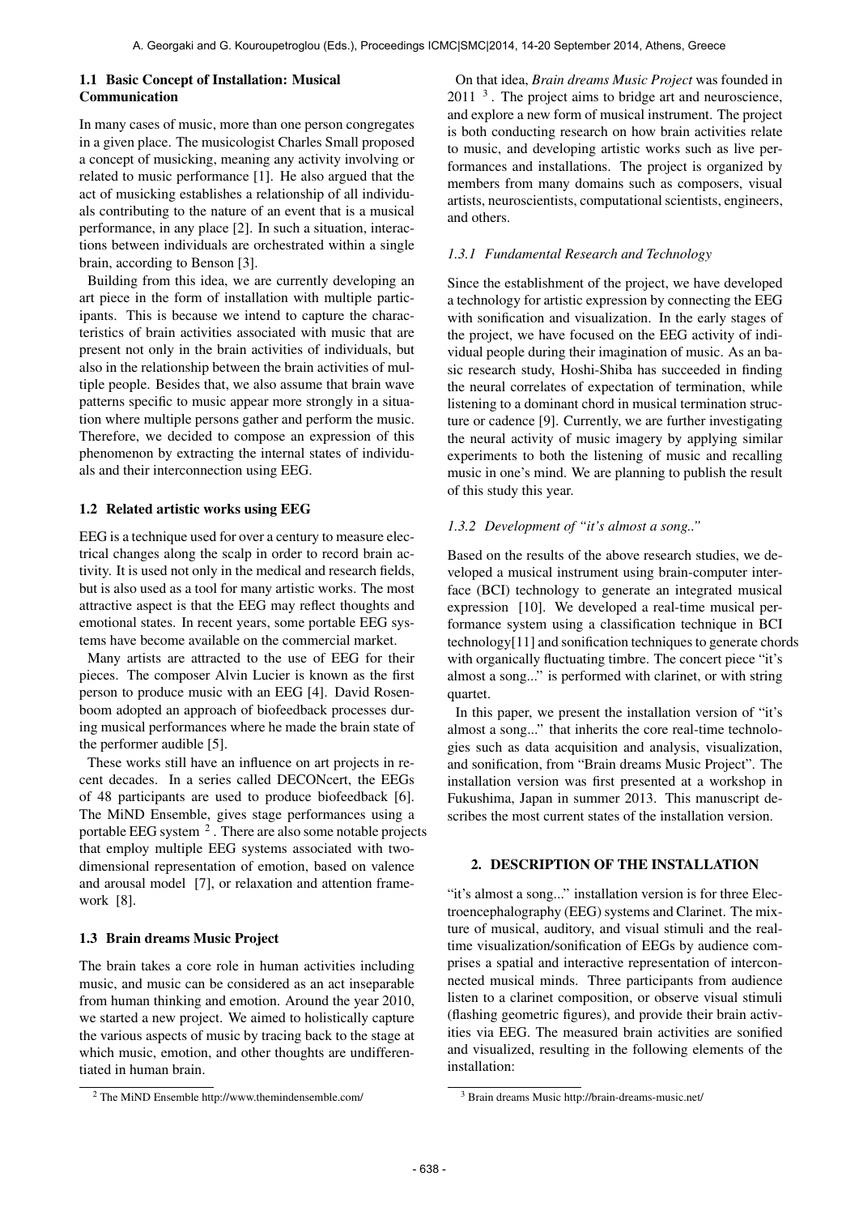### 1.1 Basic Concept of Installation: Musical Communication

In many cases of music, more than one person congregates in a given place. The musicologist Charles Small proposed a concept of musicking, meaning any activity involving or related to music performance [1]. He also argued that the act of musicking establishes a relationship of all individuals contributing to the nature of an event that is a musical performance, in any place [2]. In such a situation, interactions between individuals are orchestrated within a single brain, according to Benson [3].

Building from this idea, we are currently developing an art piece in the form of installation with multiple participants. This is because we intend to capture the characteristics of brain activities associated with music that are present not only in the brain activities of individuals, but also in the relationship between the brain activities of multiple people. Besides that, we also assume that brain wave patterns specific to music appear more strongly in a situation where multiple persons gather and perform the music. Therefore, we decided to compose an expression of this phenomenon by extracting the internal states of individuals and their interconnection using EEG.

### 1.2 Related artistic works using EEG

EEG is a technique used for over a century to measure electrical changes along the scalp in order to record brain activity. It is used not only in the medical and research fields, but is also used as a tool for many artistic works. The most attractive aspect is that the EEG may reflect thoughts and emotional states. In recent years, some portable EEG systems have become available on the commercial market.

Many artists are attracted to the use of EEG for their pieces. The composer Alvin Lucier is known as the first person to produce music with an EEG [4]. David Rosenboom adopted an approach of biofeedback processes during musical performances where he made the brain state of the performer audible [5].

These works still have an influence on art projects in recent decades. In a series called DECONcert, the EEGs of 48 participants are used to produce biofeedback [6]. The MiND Ensemble, gives stage performances using a portable EEG system [2]. There are also some notable projects that employ multiple EEG systems associated with two-dimensional representation of emotion, based on valence and arousal model [7], or relaxation and attention framework [8].

### 1.3 Brain dreams Music Project

The brain takes a core role in human activities including music, and music can be considered as an act inseparable from human thinking and emotion. Around the year 2010, we started a new project. We aimed to holistically capture the various aspects of music by tracing back to the stage at which music, emotion, and other thoughts are undifferentiated in human brain.

On that idea, *Brain dreams Music Project* was founded in 2011 [3]. The project aims to bridge art and neuroscience, and explore a new form of musical instrument. The project is both conducting research on how brain activities relate to music, and developing artistic works such as live performances and installations. The project is organized by members from many domains such as composers, visual artists, neuroscientists, computational scientists, engineers, and others.

#### *1.3.1 Fundamental Research and Technology*

Since the establishment of the project, we have developed a technology for artistic expression by connecting the EEG with sonification and visualization. In the early stages of the project, we have focused on the EEG activity of individual people during their imagination of music. As an basic research study, Hoshi-Shiba has succeeded in finding the neural correlates of expectation of termination, while listening to a dominant chord in musical termination structure or cadence [9]. Currently, we are further investigating the neural activity of music imagery by applying similar experiments to both the listening of music and recalling music in one's mind. We are planning to publish the result of this study this year.

#### *1.3.2 Development of "it's almost a song.."*

Based on the results of the above research studies, we developed a musical instrument using brain-computer interface (BCI) technology to generate an integrated musical expression [10]. We developed a real-time musical performance system using a classification technique in BCI technology[11] and sonification techniques to generate chords with organically fluctuating timbre. The concert piece "it's almost a song..." is performed with clarinet, or with string quartet.

In this paper, we present the installation version of "it's almost a song..." that inherits the core real-time technologies such as data acquisition and analysis, visualization, and sonification, from "Brain dreams Music Project". The installation version was first presented at a workshop in Fukushima, Japan in summer 2013. This manuscript describes the most current states of the installation version.

## 2. DESCRIPTION OF THE INSTALLATION

"it's almost a song..." installation version is for three Electroencephalography (EEG) systems and Clarinet. The mixture of musical, auditory, and visual stimuli and the real-time visualization/sonification of EEGs by audience comprises a spatial and interactive representation of interconnected musical minds. Three participants from audience listen to a clarinet composition, or observe visual stimuli (flashing geometric figures), and provide their brain activities via EEG. The measured brain activities are sonified and visualized, resulting in the following elements of the installation:

[2] The MiND Ensemble http://www.themindensemble.com/

[3] Brain dreams Music http://brain-dreams-music.net/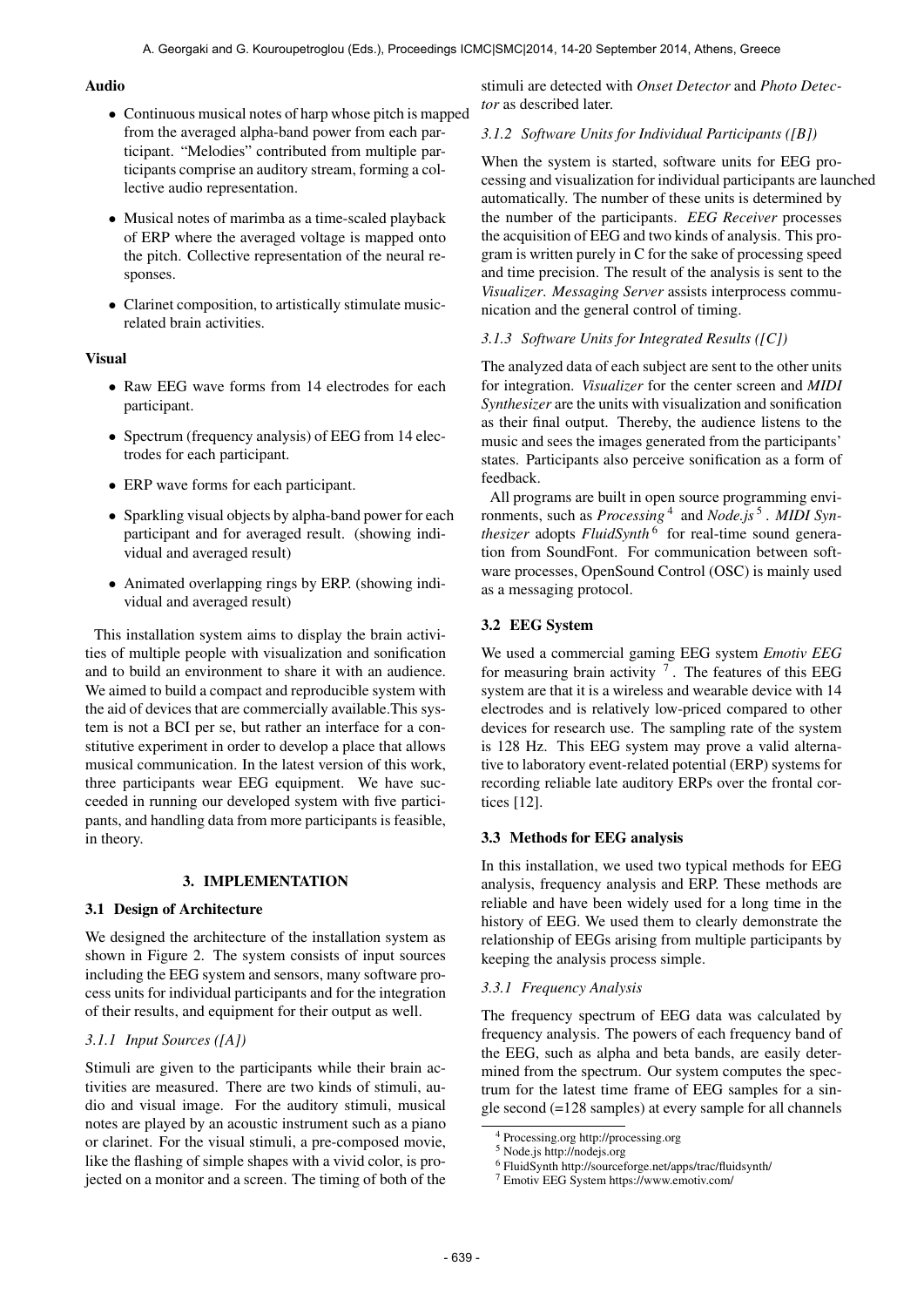**Audio**

- Continuous musical notes of harp whose pitch is mapped from the averaged alpha-band power from each participant. "Melodies" contributed from multiple participants comprise an auditory stream, forming a collective audio representation.
- Musical notes of marimba as a time-scaled playback of ERP where the averaged voltage is mapped onto the pitch. Collective representation of the neural responses.
- Clarinet composition, to artistically stimulate music-related brain activities.

**Visual**

- Raw EEG wave forms from 14 electrodes for each participant.
- Spectrum (frequency analysis) of EEG from 14 electrodes for each participant.
- ERP wave forms for each participant.
- Sparkling visual objects by alpha-band power for each participant and for averaged result. (showing individual and averaged result)
- Animated overlapping rings by ERP. (showing individual and averaged result)

This installation system aims to display the brain activities of multiple people with visualization and sonification and to build an environment to share it with an audience. We aimed to build a compact and reproducible system with the aid of devices that are commercially available.This system is not a BCI per se, but rather an interface for a constitutive experiment in order to develop a place that allows musical communication. In the latest version of this work, three participants wear EEG equipment. We have succeeded in running our developed system with five participants, and handling data from more participants is feasible, in theory.

## 3. IMPLEMENTATION

### 3.1 Design of Architecture

We designed the architecture of the installation system as shown in Figure 2. The system consists of input sources including the EEG system and sensors, many software process units for individual participants and for the integration of their results, and equipment for their output as well.

#### *3.1.1 Input Sources ([A])*

Stimuli are given to the participants while their brain activities are measured. There are two kinds of stimuli, audio and visual image. For the auditory stimuli, musical notes are played by an acoustic instrument such as a piano or clarinet. For the visual stimuli, a pre-composed movie, like the flashing of simple shapes with a vivid color, is projected on a monitor and a screen. The timing of both of the stimuli are detected with *Onset Detector* and *Photo Detector* as described later.

#### *3.1.2 Software Units for Individual Participants ([B])*

When the system is started, software units for EEG processing and visualization for individual participants are launched automatically. The number of these units is determined by the number of the participants. *EEG Receiver* processes the acquisition of EEG and two kinds of analysis. This program is written purely in C for the sake of processing speed and time precision. The result of the analysis is sent to the *Visualizer*. *Messaging Server* assists interprocess communication and the general control of timing.

#### *3.1.3 Software Units for Integrated Results ([C])*

The analyzed data of each subject are sent to the other units for integration. *Visualizer* for the center screen and *MIDI Synthesizer* are the units with visualization and sonification as their final output. Thereby, the audience listens to the music and sees the images generated from the participants' states. Participants also perceive sonification as a form of feedback.

All programs are built in open source programming environments, such as *Processing* [4] and *Node.js* [5]. *MIDI Synthesizer* adopts *FluidSynth* [6] for real-time sound generation from SoundFont. For communication between software processes, OpenSound Control (OSC) is mainly used as a messaging protocol.

### 3.2 EEG System

We used a commercial gaming EEG system *Emotiv EEG* for measuring brain activity [7]. The features of this EEG system are that it is a wireless and wearable device with 14 electrodes and is relatively low-priced compared to other devices for research use. The sampling rate of the system is 128 Hz. This EEG system may prove a valid alternative to laboratory event-related potential (ERP) systems for recording reliable late auditory ERPs over the frontal cortices [12].

### 3.3 Methods for EEG analysis

In this installation, we used two typical methods for EEG analysis, frequency analysis and ERP. These methods are reliable and have been widely used for a long time in the history of EEG. We used them to clearly demonstrate the relationship of EEGs arising from multiple participants by keeping the analysis process simple.

#### *3.3.1 Frequency Analysis*

The frequency spectrum of EEG data was calculated by frequency analysis. The powers of each frequency band of the EEG, such as alpha and beta bands, are easily determined from the spectrum. Our system computes the spectrum for the latest time frame of EEG samples for a single second (=128 samples) at every sample for all channels

[4] Processing.org http://processing.org
[5] Node.js http://nodejs.org
[6] FluidSynth http://sourceforge.net/apps/trac/fluidsynth/
[7] Emotiv EEG System https://www.emotiv.com/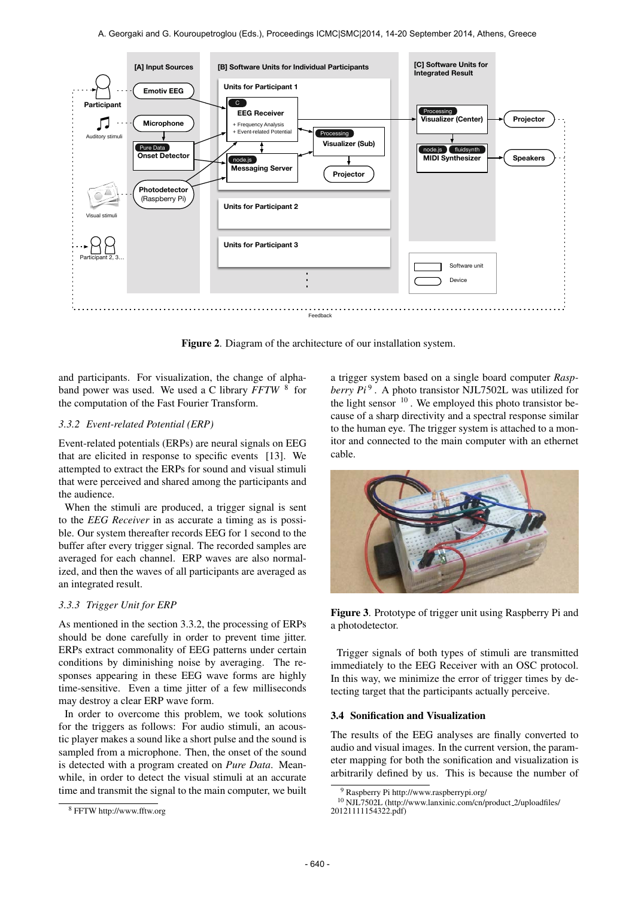Figure 2. Diagram of the architecture of our installation system.

and participants. For visualization, the change of alpha-band power was used. We used a C library *FFTW* [8] for the computation of the Fast Fourier Transform.

### 3.3.2 Event-related Potential (ERP)

Event-related potentials (ERPs) are neural signals on EEG that are elicited in response to specific events [13]. We attempted to extract the ERPs for sound and visual stimuli that were perceived and shared among the participants and the audience.

When the stimuli are produced, a trigger signal is sent to the *EEG Receiver* in as accurate a timing as is possible. Our system thereafter records EEG for 1 second to the buffer after every trigger signal. The recorded samples are averaged for each channel. ERP waves are also normalized, and then the waves of all participants are averaged as an integrated result.

### 3.3.3 Trigger Unit for ERP

As mentioned in the section 3.3.2, the processing of ERPs should be done carefully in order to prevent time jitter. ERPs extract commonality of EEG patterns under certain conditions by diminishing noise by averaging. The responses appearing in these EEG wave forms are highly time-sensitive. Even a time jitter of a few milliseconds may destroy a clear ERP wave form.

In order to overcome this problem, we took solutions for the triggers as follows: For audio stimuli, an acoustic player makes a sound like a short pulse and the sound is sampled from a microphone. Then, the onset of the sound is detected with a program created on *Pure Data*. Meanwhile, in order to detect the visual stimuli at an accurate time and transmit the signal to the main computer, we built a trigger system based on a single board computer *Raspberry Pi* [9]. A photo transistor NJL7502L was utilized for the light sensor [10]. We employed this photo transistor because of a sharp directivity and a spectral response similar to the human eye. The trigger system is attached to a monitor and connected to the main computer with an ethernet cable.

Figure 3. Prototype of trigger unit using Raspberry Pi and a photodetector.

Trigger signals of both types of stimuli are transmitted immediately to the EEG Receiver with an OSC protocol. In this way, we minimize the error of trigger times by detecting target that the participants actually perceive.

## 3.4 Sonification and Visualization

The results of the EEG analyses are finally converted to audio and visual images. In the current version, the parameter mapping for both the sonification and visualization is arbitrarily defined by us. This is because the number of

[8] FFTW http://www.fftw.org

[9] Raspberry Pi http://www.raspberrypi.org/

[10] NJL7502L (http://www.lanxinic.com/cn/product_2/uploadfiles/20121111154322.pdf)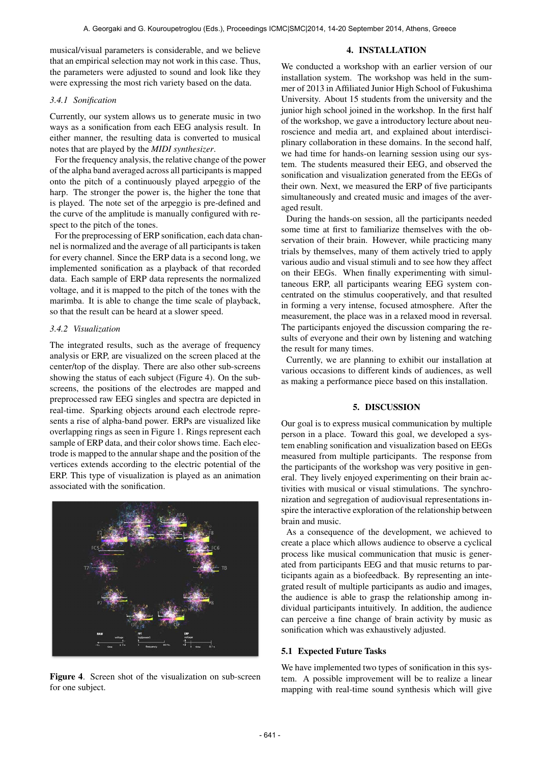musical/visual parameters is considerable, and we believe that an empirical selection may not work in this case. Thus, the parameters were adjusted to sound and look like they were expressing the most rich variety based on the data.

### 3.4.1 Sonification

Currently, our system allows us to generate music in two ways as a sonification from each EEG analysis result. In either manner, the resulting data is converted to musical notes that are played by the *MIDI synthesizer*.

For the frequency analysis, the relative change of the power of the alpha band averaged across all participants is mapped onto the pitch of a continuously played arpeggio of the harp. The stronger the power is, the higher the tone that is played. The note set of the arpeggio is pre-defined and the curve of the amplitude is manually configured with respect to the pitch of the tones.

For the preprocessing of ERP sonification, each data channel is normalized and the average of all participants is taken for every channel. Since the ERP data is a second long, we implemented sonification as a playback of that recorded data. Each sample of ERP data represents the normalized voltage, and it is mapped to the pitch of the tones with the marimba. It is able to change the time scale of playback, so that the result can be heard at a slower speed.

### 3.4.2 Visualization

The integrated results, such as the average of frequency analysis or ERP, are visualized on the screen placed at the center/top of the display. There are also other sub-screens showing the status of each subject (Figure 4). On the sub-screens, the positions of the electrodes are mapped and preprocessed raw EEG singles and spectra are depicted in real-time. Sparking objects around each electrode represents a rise of alpha-band power. ERPs are visualized like overlapping rings as seen in Figure 1. Rings represent each sample of ERP data, and their color shows time. Each electrode is mapped to the annular shape and the position of the vertices extends according to the electric potential of the ERP. This type of visualization is played as an animation associated with the sonification.

**Figure 4**. Screen shot of the visualization on sub-screen for one subject.

## 4. INSTALLATION

We conducted a workshop with an earlier version of our installation system. The workshop was held in the summer of 2013 in Affiliated Junior High School of Fukushima University. About 15 students from the university and the junior high school joined in the workshop. In the first half of the workshop, we gave a introductory lecture about neuroscience and media art, and explained about interdisciplinary collaboration in these domains. In the second half, we had time for hands-on learning session using our system. The students measured their EEG, and observed the sonification and visualization generated from the EEGs of their own. Next, we measured the ERP of five participants simultaneously and created music and images of the averaged result.

During the hands-on session, all the participants needed some time at first to familiarize themselves with the observation of their brain. However, while practicing many trials by themselves, many of them actively tried to apply various audio and visual stimuli and to see how they affect on their EEGs. When finally experimenting with simultaneous ERP, all participants wearing EEG system concentrated on the stimulus cooperatively, and that resulted in forming a very intense, focused atmosphere. After the measurement, the place was in a relaxed mood in reversal. The participants enjoyed the discussion comparing the results of everyone and their own by listening and watching the result for many times.

Currently, we are planning to exhibit our installation at various occasions to different kinds of audiences, as well as making a performance piece based on this installation.

## 5. DISCUSSION

Our goal is to express musical communication by multiple person in a place. Toward this goal, we developed a system enabling sonification and visualization based on EEGs measured from multiple participants. The response from the participants of the workshop was very positive in general. They lively enjoyed experimenting on their brain activities with musical or visual stimulations. The synchronization and segregation of audiovisual representations inspire the interactive exploration of the relationship between brain and music.

As a consequence of the development, we achieved to create a place which allows audience to observe a cyclical process like musical communication that music is generated from participants EEG and that music returns to participants again as a biofeedback. By representing an integrated result of multiple participants as audio and images, the audience is able to grasp the relationship among individual participants intuitively. In addition, the audience can perceive a fine change of brain activity by music as sonification which was exhaustively adjusted.

### 5.1 Expected Future Tasks

We have implemented two types of sonification in this system. A possible improvement will be to realize a linear mapping with real-time sound synthesis which will give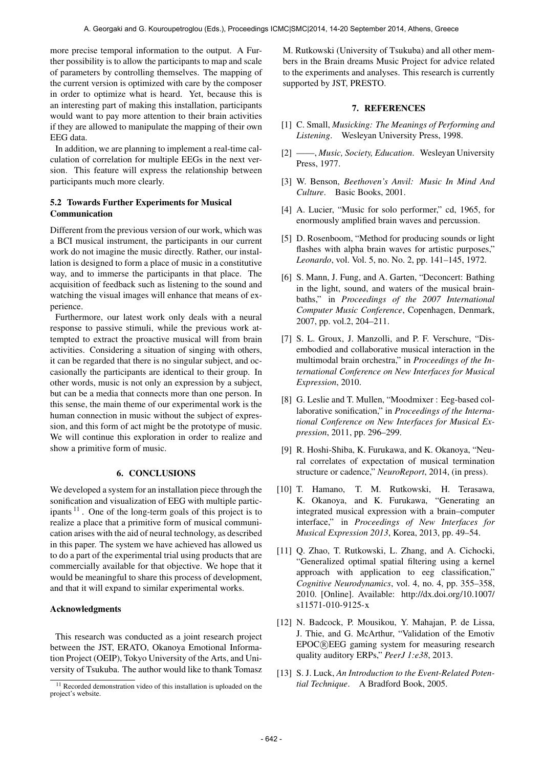more precise temporal information to the output. A Further possibility is to allow the participants to map and scale of parameters by controlling themselves. The mapping of the current version is optimized with care by the composer in order to optimize what is heard. Yet, because this is an interesting part of making this installation, participants would want to pay more attention to their brain activities if they are allowed to manipulate the mapping of their own EEG data.

In addition, we are planning to implement a real-time calculation of correlation for multiple EEGs in the next version. This feature will express the relationship between participants much more clearly.

### 5.2 Towards Further Experiments for Musical Communication

Different from the previous version of our work, which was a BCI musical instrument, the participants in our current work do not imagine the music directly. Rather, our installation is designed to form a place of music in a constitutive way, and to immerse the participants in that place. The acquisition of feedback such as listening to the sound and watching the visual images will enhance that means of experience.

Furthermore, our latest work only deals with a neural response to passive stimuli, while the previous work attempted to extract the proactive musical will from brain activities. Considering a situation of singing with others, it can be regarded that there is no singular subject, and occasionally the participants are identical to their group. In other words, music is not only an expression by a subject, but can be a media that connects more than one person. In this sense, the main theme of our experimental work is the human connection in music without the subject of expression, and this form of act might be the prototype of music. We will continue this exploration in order to realize and show a primitive form of music.

## 6. CONCLUSIONS

We developed a system for an installation piece through the sonification and visualization of EEG with multiple participants [11]. One of the long-term goals of this project is to realize a place that a primitive form of musical communication arises with the aid of neural technology, as described in this paper. The system we have achieved has allowed us to do a part of the experimental trial using products that are commercially available for that objective. We hope that it would be meaningful to share this process of development, and that it will expand to similar experimental works.

### Acknowledgments

This research was conducted as a joint research project between the JST, ERATO, Okanoya Emotional Information Project (OEIP), Tokyo University of the Arts, and University of Tsukuba. The author would like to thank Tomasz M. Rutkowski (University of Tsukuba) and all other members in the Brain dreams Music Project for advice related to the experiments and analyses. This research is currently supported by JST, PRESTO.

[11] Recorded demonstration video of this installation is uploaded on the project's website.

## 7. REFERENCES

[1] C. Small, *Musicking: The Meanings of Performing and Listening*. Wesleyan University Press, 1998.

[2] ——, *Music, Society, Education*. Wesleyan University Press, 1977.

[3] W. Benson, *Beethoven's Anvil: Music In Mind And Culture*. Basic Books, 2001.

[4] A. Lucier, "Music for solo performer," cd, 1965, for enormously amplified brain waves and percussion.

[5] D. Rosenboom, "Method for producing sounds or light flashes with alpha brain waves for artistic purposes," *Leonardo*, vol. Vol. 5, no. No. 2, pp. 141–145, 1972.

[6] S. Mann, J. Fung, and A. Garten, "Deconcert: Bathing in the light, sound, and waters of the musical brainbaths," in *Proceedings of the 2007 International Computer Music Conference*, Copenhagen, Denmark, 2007, pp. vol.2, 204–211.

[7] S. L. Groux, J. Manzolli, and P. F. Verschure, "Disembodied and collaborative musical interaction in the multimodal brain orchestra," in *Proceedings of the International Conference on New Interfaces for Musical Expression*, 2010.

[8] G. Leslie and T. Mullen, "Moodmixer : Eeg-based collaborative sonification," in *Proceedings of the International Conference on New Interfaces for Musical Expression*, 2011, pp. 296–299.

[9] R. Hoshi-Shiba, K. Furukawa, and K. Okanoya, "Neural correlates of expectation of musical termination structure or cadence," *NeuroReport*, 2014, (in press).

[10] T. Hamano, T. M. Rutkowski, H. Terasawa, K. Okanoya, and K. Furukawa, "Generating an integrated musical expression with a brain–computer interface," in *Proceedings of New Interfaces for Musical Expression 2013*, Korea, 2013, pp. 49–54.

[11] Q. Zhao, T. Rutkowski, L. Zhang, and A. Cichocki, "Generalized optimal spatial filtering using a kernel approach with application to eeg classification," *Cognitive Neurodynamics*, vol. 4, no. 4, pp. 355–358, 2010. [Online]. Available: http://dx.doi.org/10.1007/s11571-010-9125-x

[12] N. Badcock, P. Mousikou, Y. Mahajan, P. de Lissa, J. Thie, and G. McArthur, "Validation of the Emotiv EPOC®EEG gaming system for measuring research quality auditory ERPs," *PeerJ 1:e38*, 2013.

[13] S. J. Luck, *An Introduction to the Event-Related Potential Technique*. A Bradford Book, 2005.